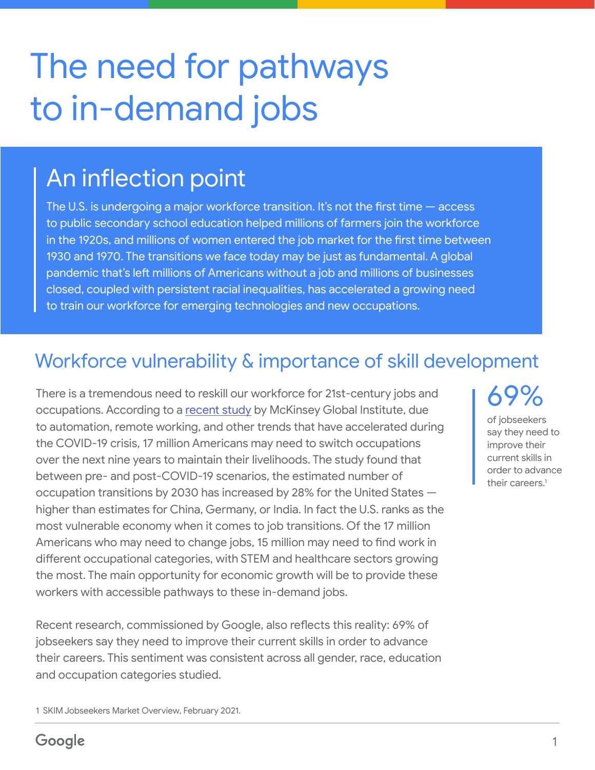# The need for pathways to in-demand jobs

## An inflection point

The U.S. is undergoing a major workforce transition. It's not the first time — access to public secondary school education helped millions of farmers join the workforce in the 1920s, and millions of women entered the job market for the first time between 1930 and 1970. The transitions we face today may be just as fundamental. A global pandemic that's left millions of Americans without a job and millions of businesses closed, coupled with persistent racial inequalities, has accelerated a growing need to train our workforce for emerging technologies and new occupations.

## Workforce vulnerability & importance of skill development

There is a tremendous need to reskill our workforce for 21st-century jobs and occupations. According to a recent study by McKinsey Global Institute, due to automation, remote working, and other trends that have accelerated during the COVID-19 crisis, 17 million Americans may need to switch occupations over the next nine years to maintain their livelihoods. The study found that between pre- and post-COVID-19 scenarios, the estimated number of occupation transitions by 2030 has increased by 28% for the United States — higher than estimates for China, Germany, or India. In fact the U.S. ranks as the most vulnerable economy when it comes to job transitions. Of the 17 million Americans who may need to change jobs, 15 million may need to find work in different occupational categories, with STEM and healthcare sectors growing the most. The main opportunity for economic growth will be to provide these workers with accessible pathways to these in-demand jobs.

> **69%**
> of jobseekers say they need to improve their current skills in order to advance their careers.[1]

Recent research, commissioned by Google, also reflects this reality: 69% of jobseekers say they need to improve their current skills in order to advance their careers. This sentiment was consistent across all gender, race, education and occupation categories studied.

1 SKIM Jobseekers Market Overview, February 2021.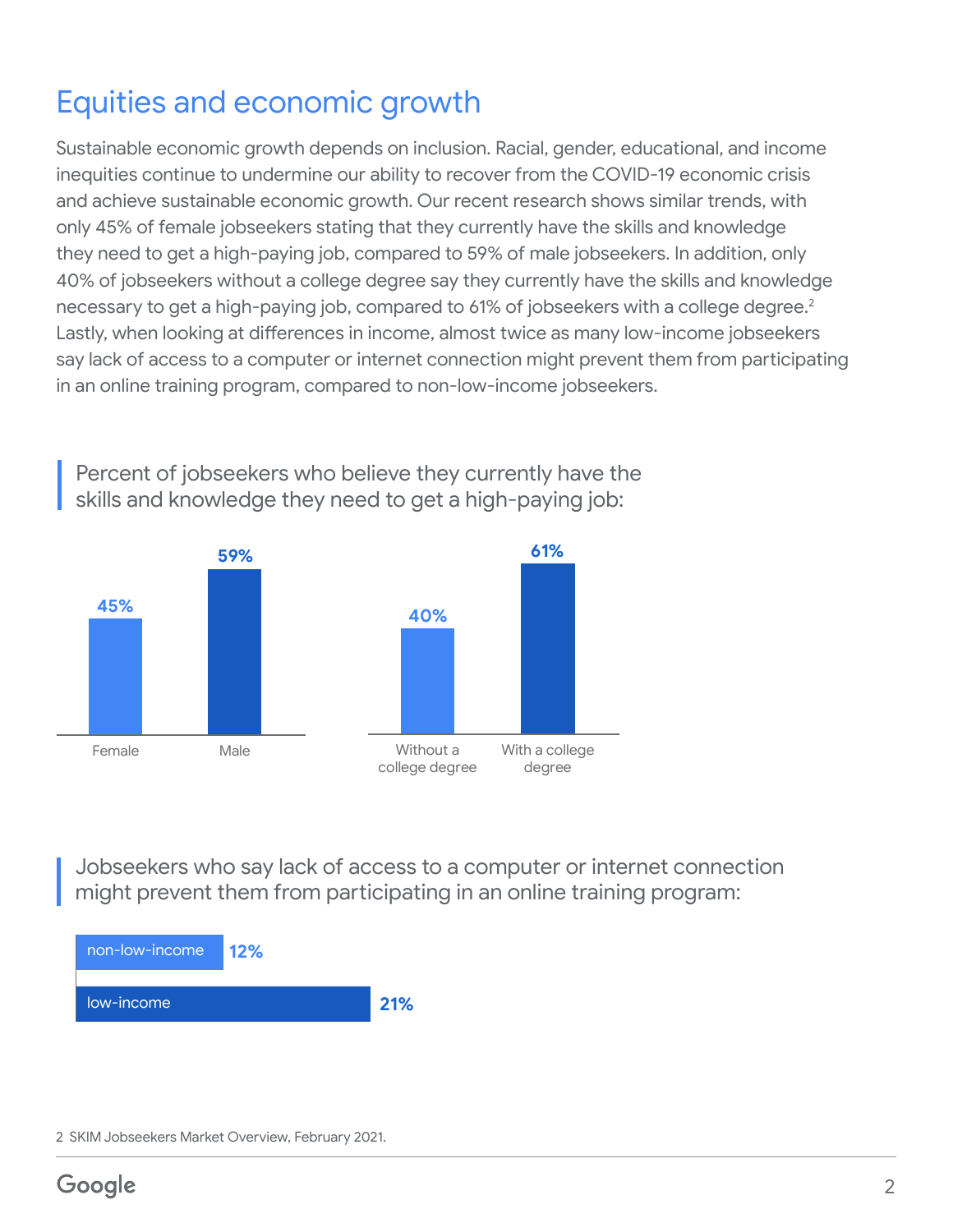# Equities and economic growth

Sustainable economic growth depends on inclusion. Racial, gender, educational, and income inequities continue to undermine our ability to recover from the COVID-19 economic crisis and achieve sustainable economic growth. Our recent research shows similar trends, with only 45% of female jobseekers stating that they currently have the skills and knowledge they need to get a high-paying job, compared to 59% of male jobseekers. In addition, only 40% of jobseekers without a college degree say they currently have the skills and knowledge necessary to get a high-paying job, compared to 61% of jobseekers with a college degree.[2] Lastly, when looking at differences in income, almost twice as many low-income jobseekers say lack of access to a computer or internet connection might prevent them from participating in an online training program, compared to non-low-income jobseekers.

Percent of jobseekers who believe they currently have the skills and knowledge they need to get a high-paying job:

| Female | Male |
|---|---|
| 45% | 59% |

| Without a college degree | With a college degree |
|---|---|
| 40% | 61% |

Jobseekers who say lack of access to a computer or internet connection might prevent them from participating in an online training program:

| Group | Percent |
|---|---|
| non-low-income | 12% |
| low-income | 21% |

2 SKIM Jobseekers Market Overview, February 2021.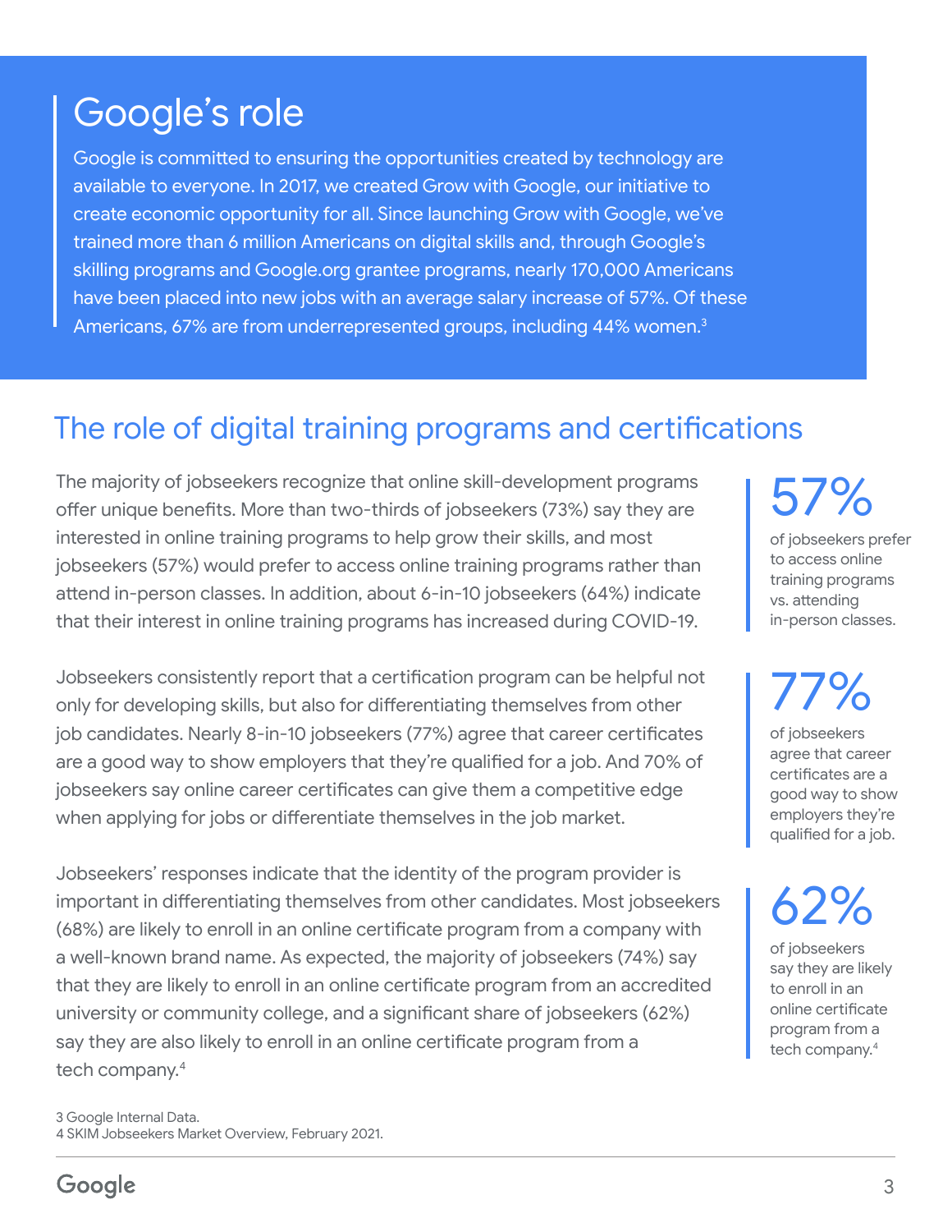## Google's role

Google is committed to ensuring the opportunities created by technology are available to everyone. In 2017, we created Grow with Google, our initiative to create economic opportunity for all. Since launching Grow with Google, we've trained more than 6 million Americans on digital skills and, through Google's skilling programs and Google.org grantee programs, nearly 170,000 Americans have been placed into new jobs with an average salary increase of 57%. Of these Americans, 67% are from underrepresented groups, including 44% women.[3]

## The role of digital training programs and certifications

The majority of jobseekers recognize that online skill-development programs offer unique benefits. More than two-thirds of jobseekers (73%) say they are interested in online training programs to help grow their skills, and most jobseekers (57%) would prefer to access online training programs rather than attend in-person classes. In addition, about 6-in-10 jobseekers (64%) indicate that their interest in online training programs has increased during COVID-19.

Jobseekers consistently report that a certification program can be helpful not only for developing skills, but also for differentiating themselves from other job candidates. Nearly 8-in-10 jobseekers (77%) agree that career certificates are a good way to show employers that they're qualified for a job. And 70% of jobseekers say online career certificates can give them a competitive edge when applying for jobs or differentiate themselves in the job market.

Jobseekers' responses indicate that the identity of the program provider is important in differentiating themselves from other candidates. Most jobseekers (68%) are likely to enroll in an online certificate program from a company with a well-known brand name. As expected, the majority of jobseekers (74%) say that they are likely to enroll in an online certificate program from an accredited university or community college, and a significant share of jobseekers (62%) say they are also likely to enroll in an online certificate program from a tech company.[4]

**57%**
of jobseekers prefer to access online training programs vs. attending in-person classes.

**77%**
of jobseekers agree that career certificates are a good way to show employers they're qualified for a job.

**62%**
of jobseekers say they are likely to enroll in an online certificate program from a tech company.[4]

3 Google Internal Data.
4 SKIM Jobseekers Market Overview, February 2021.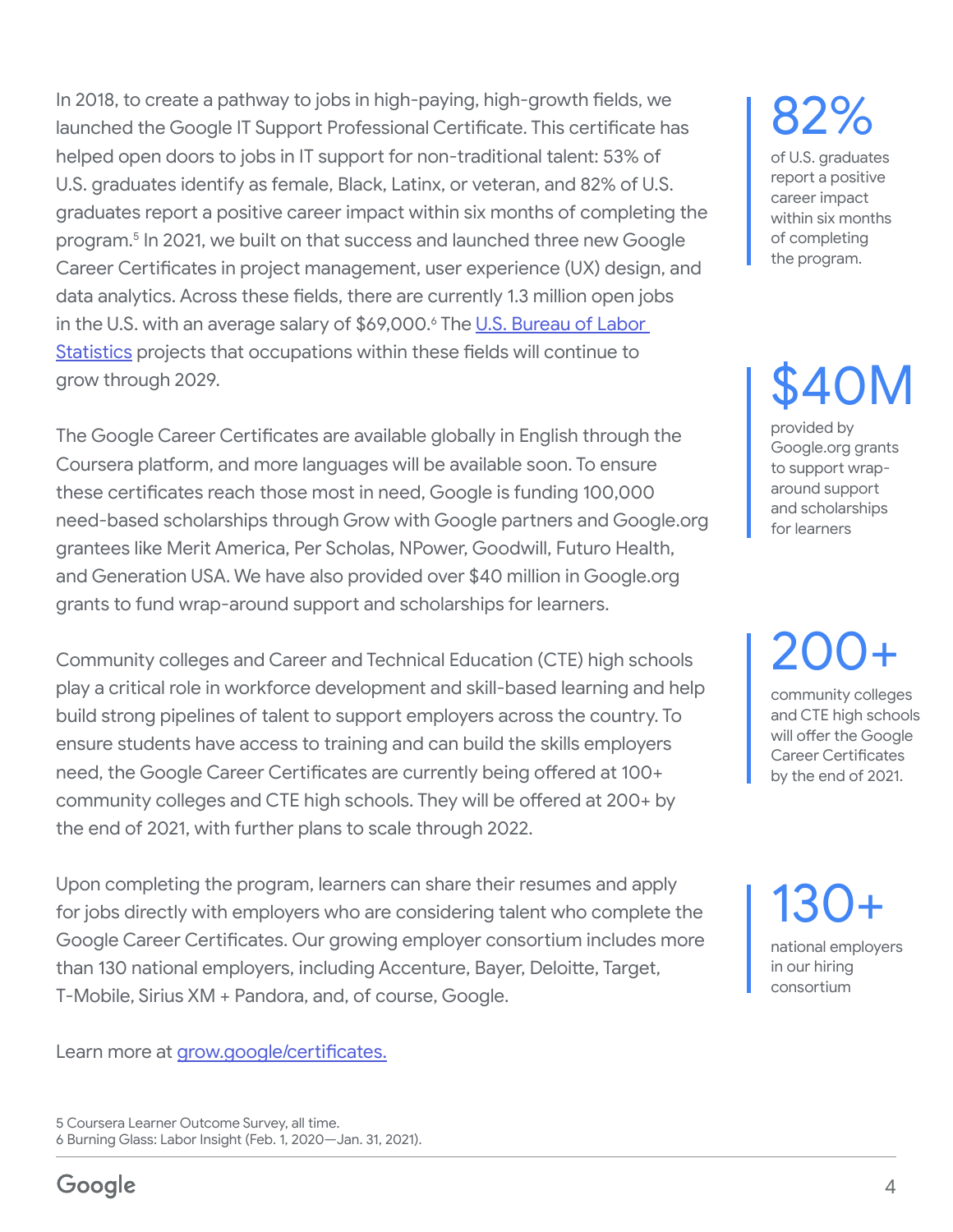In 2018, to create a pathway to jobs in high-paying, high-growth fields, we launched the Google IT Support Professional Certificate. This certificate has helped open doors to jobs in IT support for non-traditional talent: 53% of U.S. graduates identify as female, Black, Latinx, or veteran, and 82% of U.S. graduates report a positive career impact within six months of completing the program.[5] In 2021, we built on that success and launched three new Google Career Certificates in project management, user experience (UX) design, and data analytics. Across these fields, there are currently 1.3 million open jobs in the U.S. with an average salary of $69,000.[6] The [U.S. Bureau of Labor Statistics]() projects that occupations within these fields will continue to grow through 2029.

**82%**
of U.S. graduates report a positive career impact within six months of completing the program.

The Google Career Certificates are available globally in English through the Coursera platform, and more languages will be available soon. To ensure these certificates reach those most in need, Google is funding 100,000 need-based scholarships through Grow with Google partners and Google.org grantees like Merit America, Per Scholas, NPower, Goodwill, Futuro Health, and Generation USA. We have also provided over $40 million in Google.org grants to fund wrap-around support and scholarships for learners.

**$40M**
provided by Google.org grants to support wrap-around support and scholarships for learners

Community colleges and Career and Technical Education (CTE) high schools play a critical role in workforce development and skill-based learning and help build strong pipelines of talent to support employers across the country. To ensure students have access to training and can build the skills employers need, the Google Career Certificates are currently being offered at 100+ community colleges and CTE high schools. They will be offered at 200+ by the end of 2021, with further plans to scale through 2022.

**200+**
community colleges and CTE high schools will offer the Google Career Certificates by the end of 2021.

Upon completing the program, learners can share their resumes and apply for jobs directly with employers who are considering talent who complete the Google Career Certificates. Our growing employer consortium includes more than 130 national employers, including Accenture, Bayer, Deloitte, Target, T-Mobile, Sirius XM + Pandora, and, of course, Google.

**130+**
national employers in our hiring consortium

Learn more at [grow.google/certificates.]()

5 Coursera Learner Outcome Survey, all time.
6 Burning Glass: Labor Insight (Feb. 1, 2020—Jan. 31, 2021).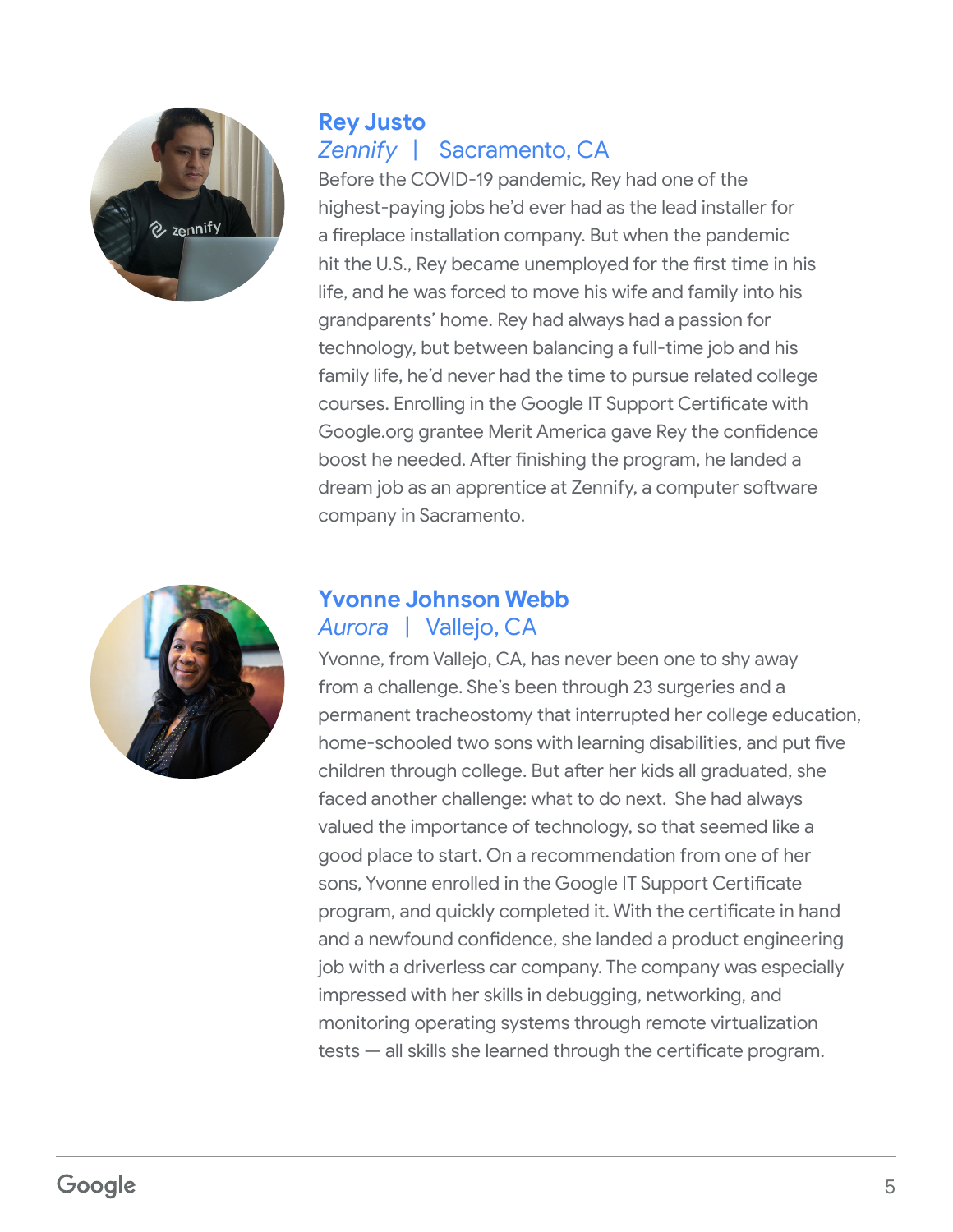## Rey Justo

*Zennify* | Sacramento, CA

Before the COVID-19 pandemic, Rey had one of the highest-paying jobs he'd ever had as the lead installer for a fireplace installation company. But when the pandemic hit the U.S., Rey became unemployed for the first time in his life, and he was forced to move his wife and family into his grandparents' home. Rey had always had a passion for technology, but between balancing a full-time job and his family life, he'd never had the time to pursue related college courses. Enrolling in the Google IT Support Certificate with Google.org grantee Merit America gave Rey the confidence boost he needed. After finishing the program, he landed a dream job as an apprentice at Zennify, a computer software company in Sacramento.

## Yvonne Johnson Webb

*Aurora* | Vallejo, CA

Yvonne, from Vallejo, CA, has never been one to shy away from a challenge. She's been through 23 surgeries and a permanent tracheostomy that interrupted her college education, home-schooled two sons with learning disabilities, and put five children through college. But after her kids all graduated, she faced another challenge: what to do next. She had always valued the importance of technology, so that seemed like a good place to start. On a recommendation from one of her sons, Yvonne enrolled in the Google IT Support Certificate program, and quickly completed it. With the certificate in hand and a newfound confidence, she landed a product engineering job with a driverless car company. The company was especially impressed with her skills in debugging, networking, and monitoring operating systems through remote virtualization tests — all skills she learned through the certificate program.